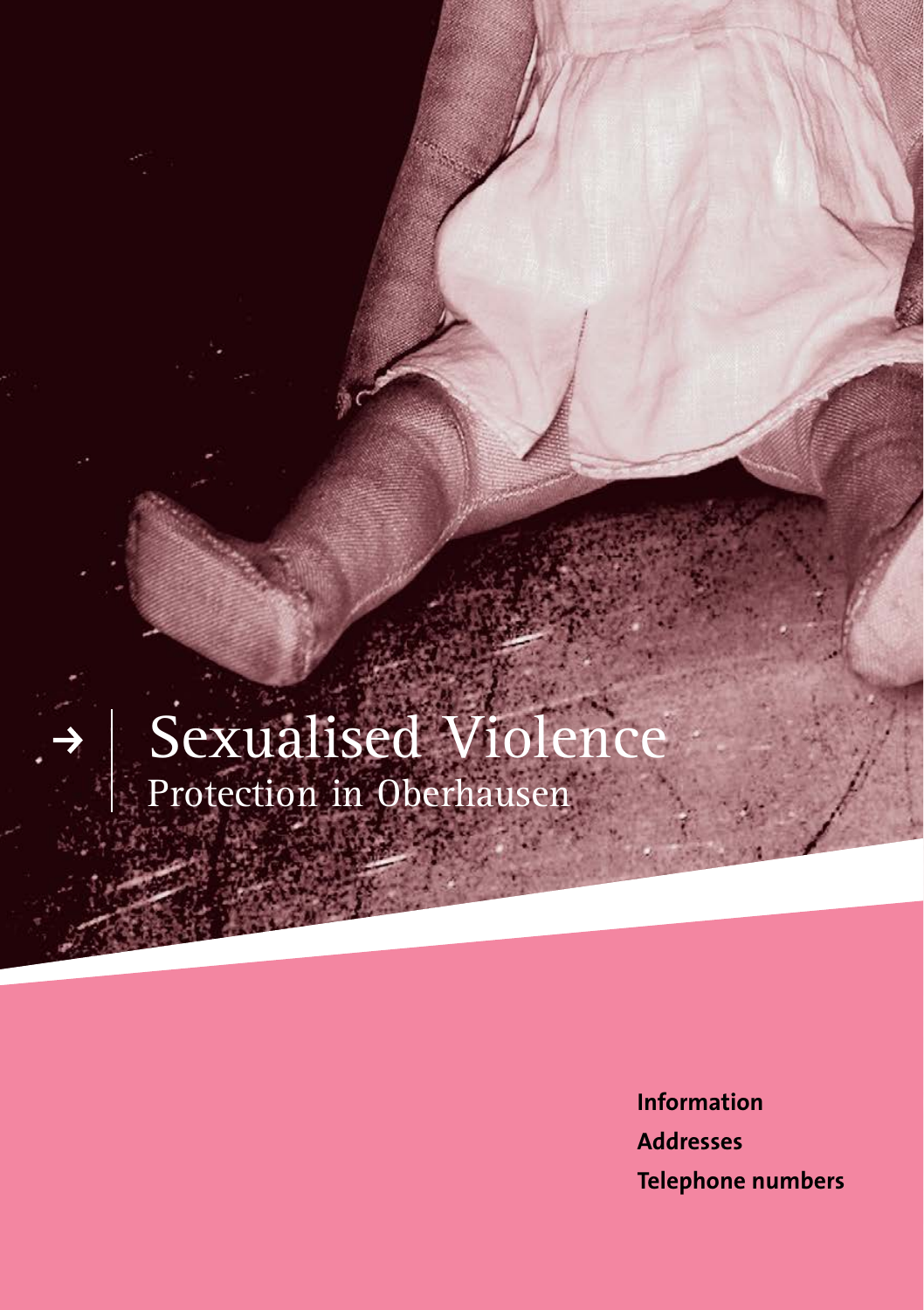# Sexualised Violence
## Protection in Oberhausen

**Information**
**Addresses**
**Telephone numbers**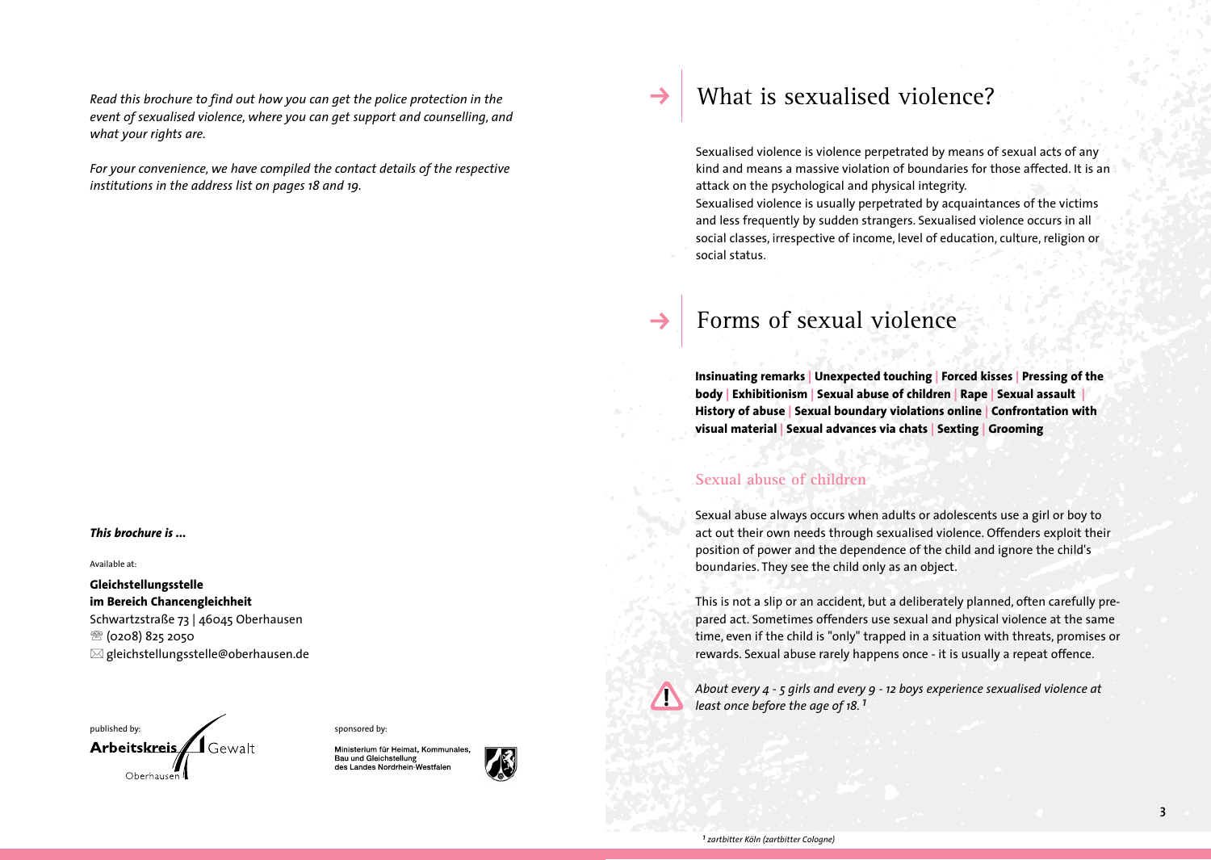*Read this brochure to find out how you can get the police protection in the event of sexualised violence, where you can get support and counselling, and what your rights are.*

*For your convenience, we have compiled the contact details of the respective institutions in the address list on pages 18 and 19.*

***This brochure is ...***

Available at:

**Gleichstellungsstelle**
**im Bereich Chancengleichheit**
Schwartzstraße 73 | 46045 Oberhausen
☏ (0208) 825 2050
✉ gleichstellungsstelle@oberhausen.de

published by: Arbeitskreis Gewalt Oberhausen

sponsored by: Ministerium für Heimat, Kommunales, Bau und Gleichstellung des Landes Nordrhein-Westfalen

# What is sexualised violence?

Sexualised violence is violence perpetrated by means of sexual acts of any kind and means a massive violation of boundaries for those affected. It is an attack on the psychological and physical integrity.
Sexualised violence is usually perpetrated by acquaintances of the victims and less frequently by sudden strangers. Sexualised violence occurs in all social classes, irrespective of income, level of education, culture, religion or social status.

# Forms of sexual violence

**Insinuating remarks | Unexpected touching | Forced kisses | Pressing of the body | Exhibitionism | Sexual abuse of children | Rape | Sexual assault | History of abuse | Sexual boundary violations online | Confrontation with visual material | Sexual advances via chats | Sexting | Grooming**

## Sexual abuse of children

Sexual abuse always occurs when adults or adolescents use a girl or boy to act out their own needs through sexualised violence. Offenders exploit their position of power and the dependence of the child and ignore the child's boundaries. They see the child only as an object.

This is not a slip or an accident, but a deliberately planned, often carefully prepared act. Sometimes offenders use sexual and physical violence at the same time, even if the child is "only" trapped in a situation with threats, promises or rewards. Sexual abuse rarely happens once - it is usually a repeat offence.

*About every 4 - 5 girls and every 9 - 12 boys experience sexualised violence at least once before the age of 18.*[1]

[1] *zartbitter Köln (zartbitter Cologne)*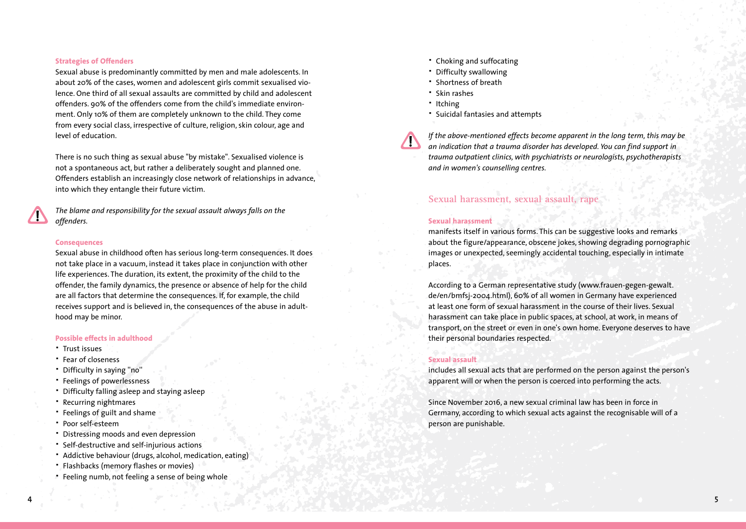#### Strategies of Offenders

Sexual abuse is predominantly committed by men and male adolescents. In about 20% of the cases, women and adolescent girls commit sexualised violence. One third of all sexual assaults are committed by child and adolescent offenders. 90% of the offenders come from the child's immediate environment. Only 10% of them are completely unknown to the child. They come from every social class, irrespective of culture, religion, skin colour, age and level of education.

There is no such thing as sexual abuse "by mistake". Sexualised violence is not a spontaneous act, but rather a deliberately sought and planned one. Offenders establish an increasingly close network of relationships in advance, into which they entangle their future victim.

*The blame and responsibility for the sexual assault always falls on the offenders.*

#### Consequences

Sexual abuse in childhood often has serious long-term consequences. It does not take place in a vacuum, instead it takes place in conjunction with other life experiences. The duration, its extent, the proximity of the child to the offender, the family dynamics, the presence or absence of help for the child are all factors that determine the consequences. If, for example, the child receives support and is believed in, the consequences of the abuse in adulthood may be minor.

#### Possible effects in adulthood

- Trust issues
- Fear of closeness
- Difficulty in saying "no"
- Feelings of powerlessness
- Difficulty falling asleep and staying asleep
- Recurring nightmares
- Feelings of guilt and shame
- Poor self-esteem
- Distressing moods and even depression
- Self-destructive and self-injurious actions
- Addictive behaviour (drugs, alcohol, medication, eating)
- Flashbacks (memory flashes or movies)
- Feeling numb, not feeling a sense of being whole
- Choking and suffocating
- Difficulty swallowing
- Shortness of breath
- Skin rashes
- Itching
- Suicidal fantasies and attempts

*If the above-mentioned effects become apparent in the long term, this may be an indication that a trauma disorder has developed. You can find support in trauma outpatient clinics, with psychiatrists or neurologists, psychotherapists and in women's counselling centres.*

## Sexual harassment, sexual assault, rape

#### Sexual harassment

manifests itself in various forms. This can be suggestive looks and remarks about the figure/appearance, obscene jokes, showing degrading pornographic images or unexpected, seemingly accidental touching, especially in intimate places.

According to a German representative study (www.frauen-gegen-gewalt.de/en/bmfsj-2004.html), 60% of all women in Germany have experienced at least one form of sexual harassment in the course of their lives. Sexual harassment can take place in public spaces, at school, at work, in means of transport, on the street or even in one's own home. Everyone deserves to have their personal boundaries respected.

#### Sexual assault

includes all sexual acts that are performed on the person against the person's apparent will or when the person is coerced into performing the acts.

Since November 2016, a new sexual criminal law has been in force in Germany, according to which sexual acts against the recognisable will of a person are punishable.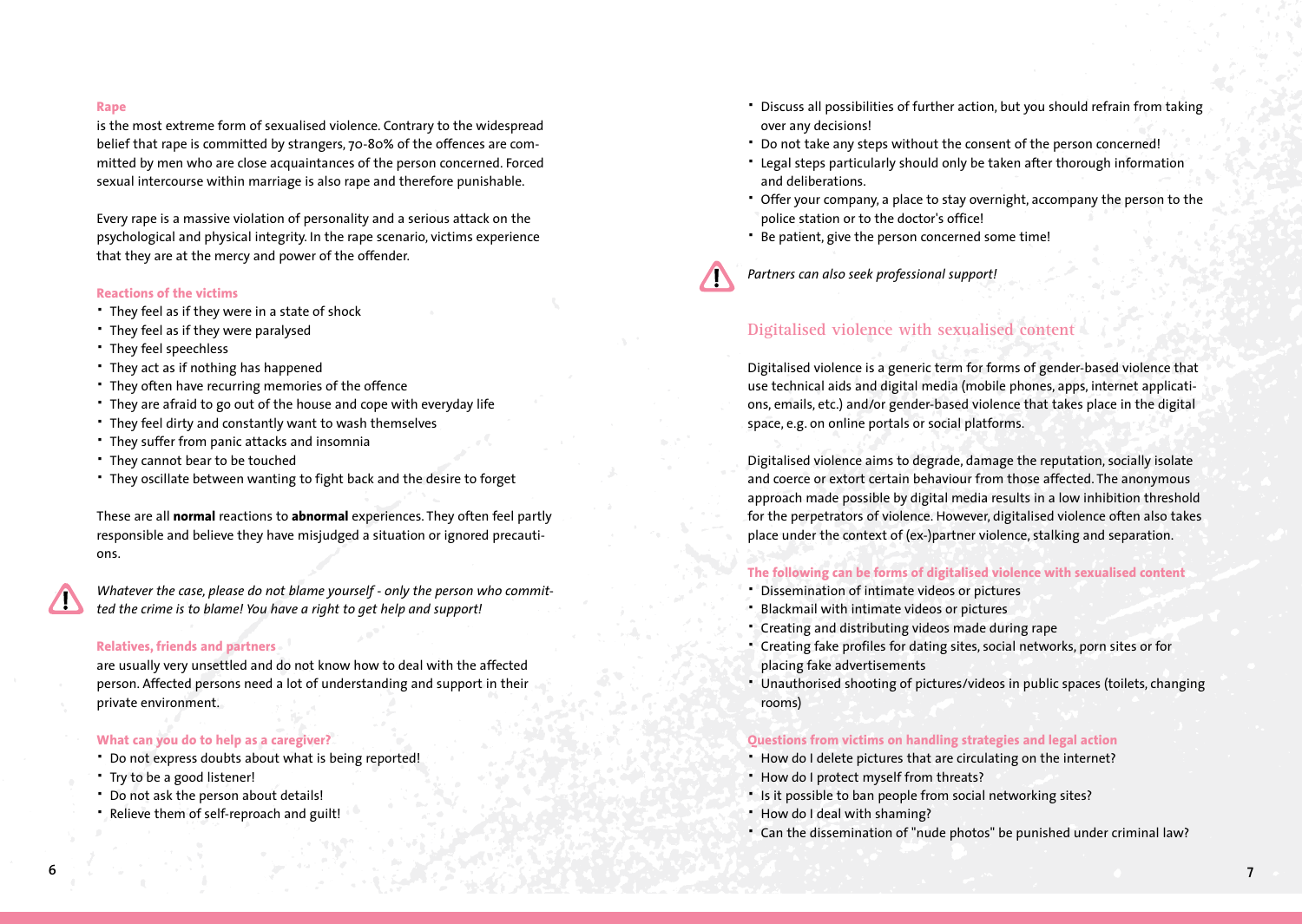#### Rape

is the most extreme form of sexualised violence. Contrary to the widespread belief that rape is committed by strangers, 70-80% of the offences are committed by men who are close acquaintances of the person concerned. Forced sexual intercourse within marriage is also rape and therefore punishable.

Every rape is a massive violation of personality and a serious attack on the psychological and physical integrity. In the rape scenario, victims experience that they are at the mercy and power of the offender.

#### Reactions of the victims

- They feel as if they were in a state of shock
- They feel as if they were paralysed
- They feel speechless
- They act as if nothing has happened
- They often have recurring memories of the offence
- They are afraid to go out of the house and cope with everyday life
- They feel dirty and constantly want to wash themselves
- They suffer from panic attacks and insomnia
- They cannot bear to be touched
- They oscillate between wanting to fight back and the desire to forget

These are all **normal** reactions to **abnormal** experiences. They often feel partly responsible and believe they have misjudged a situation or ignored precautions.

*Whatever the case, please do not blame yourself - only the person who committed the crime is to blame! You have a right to get help and support!*

#### Relatives, friends and partners

are usually very unsettled and do not know how to deal with the affected person. Affected persons need a lot of understanding and support in their private environment.

#### What can you do to help as a caregiver?

- Do not express doubts about what is being reported!
- Try to be a good listener!
- Do not ask the person about details!
- Relieve them of self-reproach and guilt!
- Discuss all possibilities of further action, but you should refrain from taking over any decisions!
- Do not take any steps without the consent of the person concerned!
- Legal steps particularly should only be taken after thorough information and deliberations.
- Offer your company, a place to stay overnight, accompany the person to the police station or to the doctor's office!
- Be patient, give the person concerned some time!

*Partners can also seek professional support!*

## Digitalised violence with sexualised content

Digitalised violence is a generic term for forms of gender-based violence that use technical aids and digital media (mobile phones, apps, internet applications, emails, etc.) and/or gender-based violence that takes place in the digital space, e.g. on online portals or social platforms.

Digitalised violence aims to degrade, damage the reputation, socially isolate and coerce or extort certain behaviour from those affected. The anonymous approach made possible by digital media results in a low inhibition threshold for the perpetrators of violence. However, digitalised violence often also takes place under the context of (ex-)partner violence, stalking and separation.

#### The following can be forms of digitalised violence with sexualised content

- Dissemination of intimate videos or pictures
- Blackmail with intimate videos or pictures
- Creating and distributing videos made during rape
- Creating fake profiles for dating sites, social networks, porn sites or for placing fake advertisements
- Unauthorised shooting of pictures/videos in public spaces (toilets, changing rooms)

#### Questions from victims on handling strategies and legal action

- How do I delete pictures that are circulating on the internet?
- How do I protect myself from threats?
- Is it possible to ban people from social networking sites?
- How do I deal with shaming?
- Can the dissemination of "nude photos" be punished under criminal law?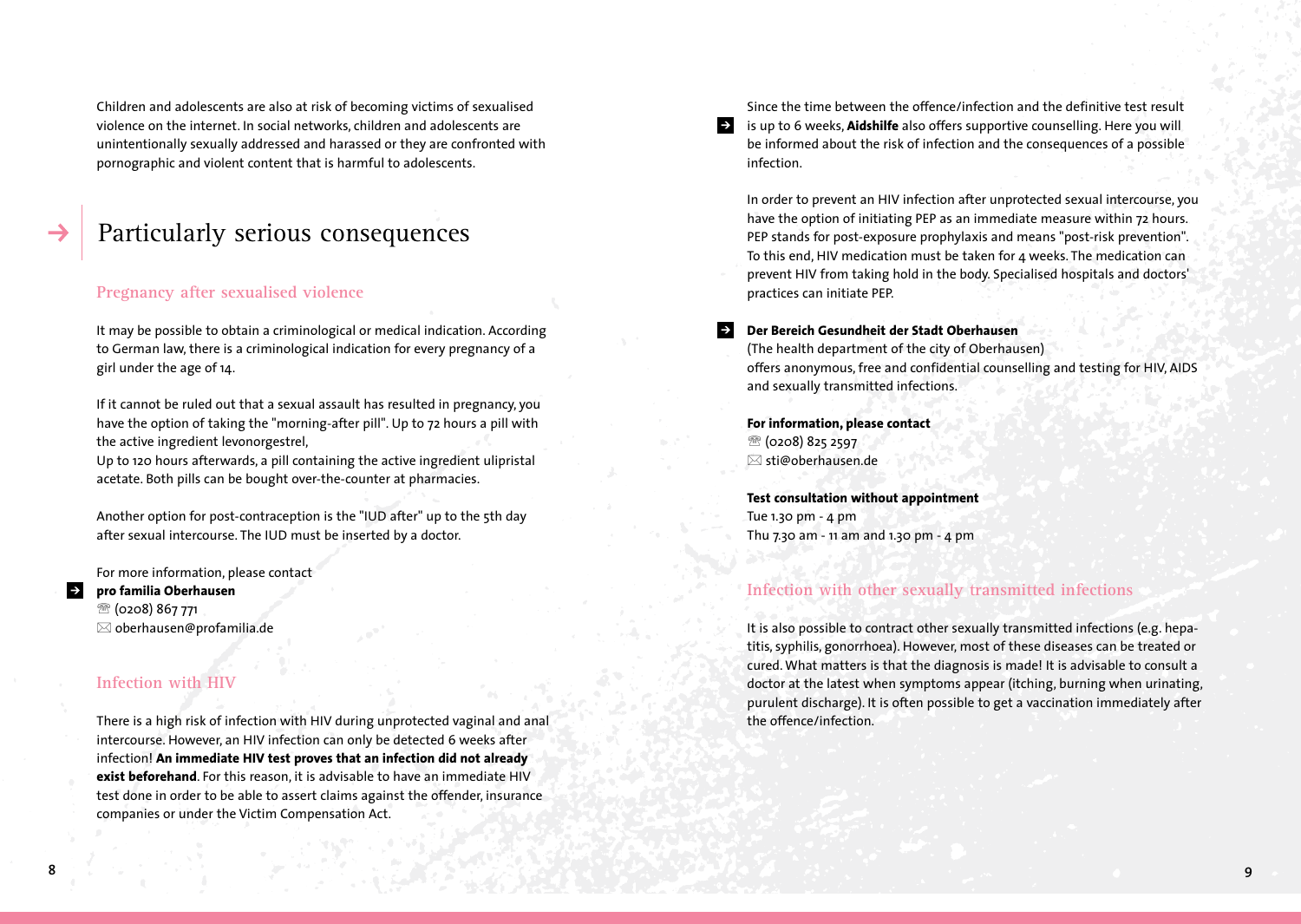Children and adolescents are also at risk of becoming victims of sexualised violence on the internet. In social networks, children and adolescents are unintentionally sexually addressed and harassed or they are confronted with pornographic and violent content that is harmful to adolescents.

# Particularly serious consequences

## Pregnancy after sexualised violence

It may be possible to obtain a criminological or medical indication. According to German law, there is a criminological indication for every pregnancy of a girl under the age of 14.

If it cannot be ruled out that a sexual assault has resulted in pregnancy, you have the option of taking the "morning-after pill". Up to 72 hours a pill with the active ingredient levonorgestrel,
Up to 120 hours afterwards, a pill containing the active ingredient ulipristal acetate. Both pills can be bought over-the-counter at pharmacies.

Another option for post-contraception is the "IUD after" up to the 5th day after sexual intercourse. The IUD must be inserted by a doctor.

For more information, please contact
**pro familia Oberhausen**
☏ (0208) 867 771
✉ oberhausen@profamilia.de

## Infection with HIV

There is a high risk of infection with HIV during unprotected vaginal and anal intercourse. However, an HIV infection can only be detected 6 weeks after infection! **An immediate HIV test proves that an infection did not already exist beforehand**. For this reason, it is advisable to have an immediate HIV test done in order to be able to assert claims against the offender, insurance companies or under the Victim Compensation Act.

Since the time between the offence/infection and the definitive test result is up to 6 weeks, **Aidshilfe** also offers supportive counselling. Here you will be informed about the risk of infection and the consequences of a possible infection.

In order to prevent an HIV infection after unprotected sexual intercourse, you have the option of initiating PEP as an immediate measure within 72 hours. PEP stands for post-exposure prophylaxis and means "post-risk prevention". To this end, HIV medication must be taken for 4 weeks. The medication can prevent HIV from taking hold in the body. Specialised hospitals and doctors' practices can initiate PEP.

**Der Bereich Gesundheit der Stadt Oberhausen**
(The health department of the city of Oberhausen)
offers anonymous, free and confidential counselling and testing for HIV, AIDS and sexually transmitted infections.

**For information, please contact**
☏ (0208) 825 2597
✉ sti@oberhausen.de

**Test consultation without appointment**
Tue 1.30 pm - 4 pm
Thu 7.30 am - 11 am and 1.30 pm - 4 pm

## Infection with other sexually transmitted infections

It is also possible to contract other sexually transmitted infections (e.g. hepatitis, syphilis, gonorrhoea). However, most of these diseases can be treated or cured. What matters is that the diagnosis is made! It is advisable to consult a doctor at the latest when symptoms appear (itching, burning when urinating, purulent discharge). It is often possible to get a vaccination immediately after the offence/infection.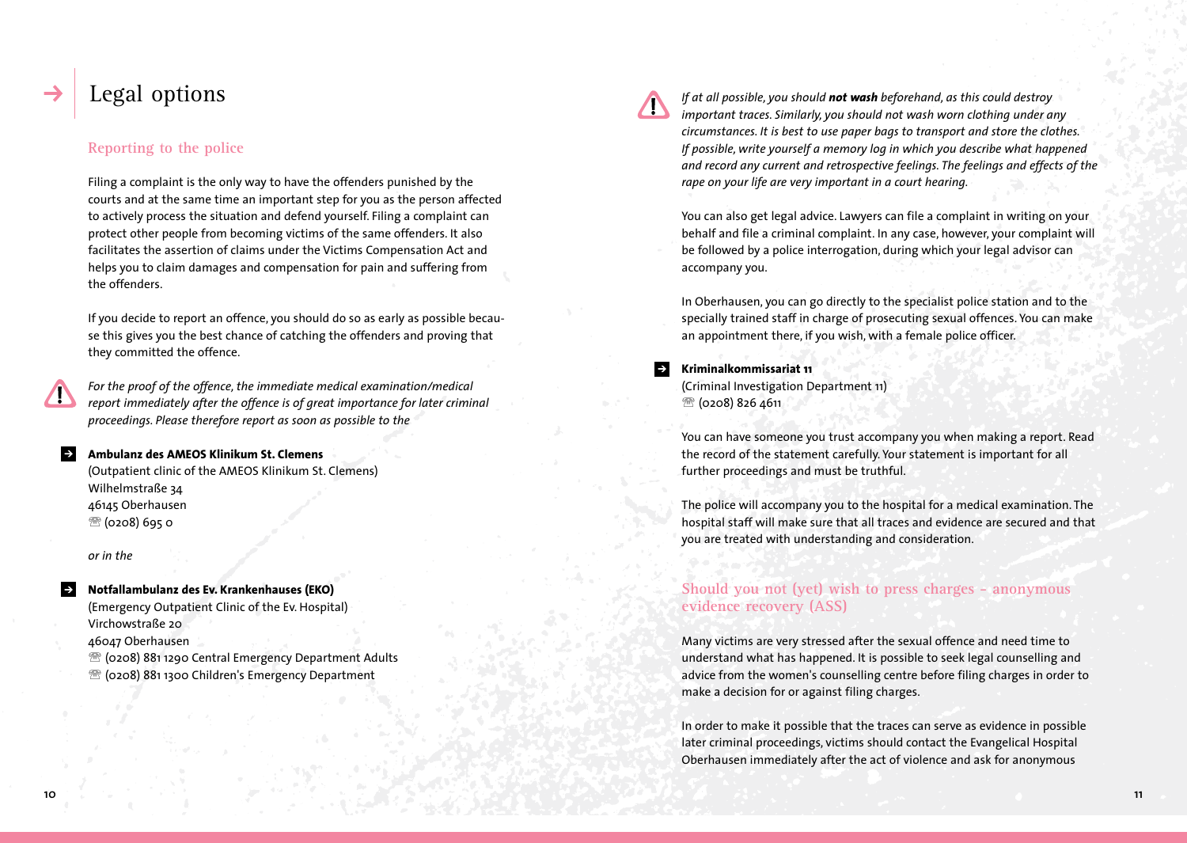# Legal options

## Reporting to the police

Filing a complaint is the only way to have the offenders punished by the courts and at the same time an important step for you as the person affected to actively process the situation and defend yourself. Filing a complaint can protect other people from becoming victims of the same offenders. It also facilitates the assertion of claims under the Victims Compensation Act and helps you to claim damages and compensation for pain and suffering from the offenders.

If you decide to report an offence, you should do so as early as possible because this gives you the best chance of catching the offenders and proving that they committed the offence.

*For the proof of the offence, the immediate medical examination/medical report immediately after the offence is of great importance for later criminal proceedings. Please therefore report as soon as possible to the*

**Ambulanz des AMEOS Klinikum St. Clemens**
(Outpatient clinic of the AMEOS Klinikum St. Clemens)
Wilhelmstraße 34
46145 Oberhausen
☏ (0208) 695 0

*or in the*

**Notfallambulanz des Ev. Krankenhauses (EKO)**
(Emergency Outpatient Clinic of the Ev. Hospital)
Virchowstraße 20
46047 Oberhausen
☏ (0208) 881 1290 Central Emergency Department Adults
☏ (0208) 881 1300 Children's Emergency Department

*If at all possible, you should **not wash** beforehand, as this could destroy important traces. Similarly, you should not wash worn clothing under any circumstances. It is best to use paper bags to transport and store the clothes. If possible, write yourself a memory log in which you describe what happened and record any current and retrospective feelings. The feelings and effects of the rape on your life are very important in a court hearing.*

You can also get legal advice. Lawyers can file a complaint in writing on your behalf and file a criminal complaint. In any case, however, your complaint will be followed by a police interrogation, during which your legal advisor can accompany you.

In Oberhausen, you can go directly to the specialist police station and to the specially trained staff in charge of prosecuting sexual offences. You can make an appointment there, if you wish, with a female police officer.

**Kriminalkommissariat 11**
(Criminal Investigation Department 11)
☏ (0208) 826 4611

You can have someone you trust accompany you when making a report. Read the record of the statement carefully. Your statement is important for all further proceedings and must be truthful.

The police will accompany you to the hospital for a medical examination. The hospital staff will make sure that all traces and evidence are secured and that you are treated with understanding and consideration.

## Should you not (yet) wish to press charges – anonymous evidence recovery (ASS)

Many victims are very stressed after the sexual offence and need time to understand what has happened. It is possible to seek legal counselling and advice from the women's counselling centre before filing charges in order to make a decision for or against filing charges.

In order to make it possible that the traces can serve as evidence in possible later criminal proceedings, victims should contact the Evangelical Hospital Oberhausen immediately after the act of violence and ask for anonymous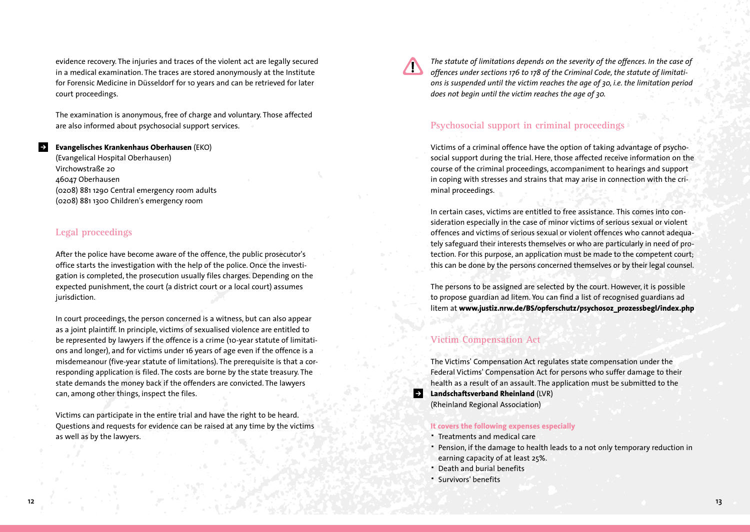evidence recovery. The injuries and traces of the violent act are legally secured in a medical examination. The traces are stored anonymously at the Institute for Forensic Medicine in Düsseldorf for 10 years and can be retrieved for later court proceedings.

The examination is anonymous, free of charge and voluntary. Those affected are also informed about psychosocial support services.

→ **Evangelisches Krankenhaus Oberhausen** (EKO)
(Evangelical Hospital Oberhausen)
Virchowstraße 20
46047 Oberhausen
(0208) 881 1290 Central emergency room adults
(0208) 881 1300 Children's emergency room

## Legal proceedings

After the police have become aware of the offence, the public prosecutor's office starts the investigation with the help of the police. Once the investigation is completed, the prosecution usually files charges. Depending on the expected punishment, the court (a district court or a local court) assumes jurisdiction.

In court proceedings, the person concerned is a witness, but can also appear as a joint plaintiff. In principle, victims of sexualised violence are entitled to be represented by lawyers if the offence is a crime (10-year statute of limitations and longer), and for victims under 16 years of age even if the offence is a misdemeanour (five-year statute of limitations). The prerequisite is that a corresponding application is filed. The costs are borne by the state treasury. The state demands the money back if the offenders are convicted. The lawyers can, among other things, inspect the files.

Victims can participate in the entire trial and have the right to be heard. Questions and requests for evidence can be raised at any time by the victims as well as by the lawyers.

*The statute of limitations depends on the severity of the offences. In the case of offences under sections 176 to 178 of the Criminal Code, the statute of limitations is suspended until the victim reaches the age of 30, i.e. the limitation period does not begin until the victim reaches the age of 30.*

## Psychosocial support in criminal proceedings

Victims of a criminal offence have the option of taking advantage of psychosocial support during the trial. Here, those affected receive information on the course of the criminal proceedings, accompaniment to hearings and support in coping with stresses and strains that may arise in connection with the criminal proceedings.

In certain cases, victims are entitled to free assistance. This comes into consideration especially in the case of minor victims of serious sexual or violent offences and victims of serious sexual or violent offences who cannot adequately safeguard their interests themselves or who are particularly in need of protection. For this purpose, an application must be made to the competent court; this can be done by the persons concerned themselves or by their legal counsel.

The persons to be assigned are selected by the court. However, it is possible to propose guardian ad litem. You can find a list of recognised guardians ad litem at **www.justiz.nrw.de/BS/opferschutz/psychosoz_prozessbegl/index.php**

## Victim Compensation Act

The Victims' Compensation Act regulates state compensation under the Federal Victims' Compensation Act for persons who suffer damage to their health as a result of an assault. The application must be submitted to the
→ **Landschaftsverband Rheinland** (LVR)
(Rheinland Regional Association)

**It covers the following expenses especially**

- Treatments and medical care
- Pension, if the damage to health leads to a not only temporary reduction in earning capacity of at least 25%.
- Death and burial benefits
- Survivors' benefits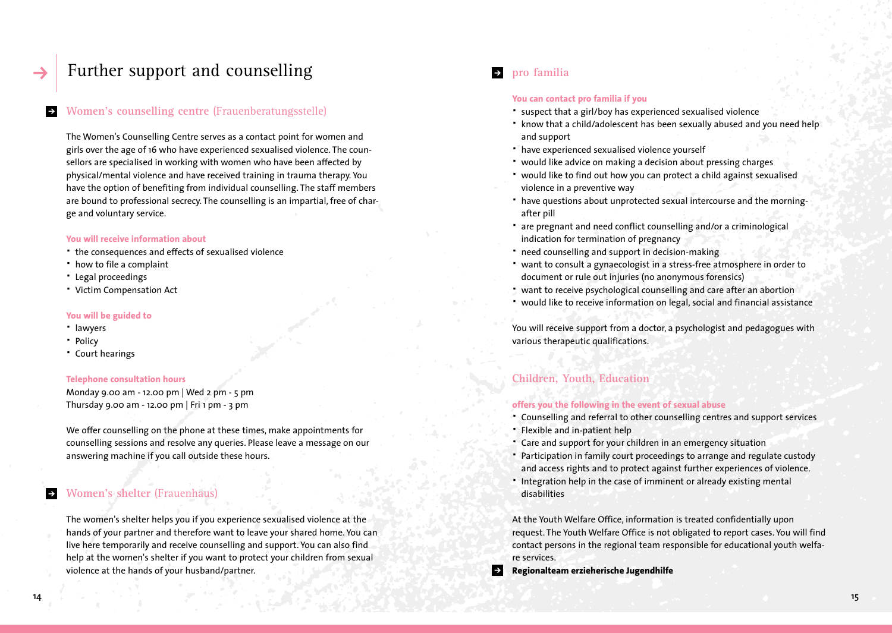# Further support and counselling

## Women's counselling centre (Frauenberatungsstelle)

The Women's Counselling Centre serves as a contact point for women and girls over the age of 16 who have experienced sexualised violence. The counsellors are specialised in working with women who have been affected by physical/mental violence and have received training in trauma therapy. You have the option of benefiting from individual counselling. The staff members are bound to professional secrecy. The counselling is an impartial, free of charge and voluntary service.

**You will receive information about**

- the consequences and effects of sexualised violence
- how to file a complaint
- Legal proceedings
- Victim Compensation Act

**You will be guided to**

- lawyers
- Policy
- Court hearings

**Telephone consultation hours**

Monday 9.00 am - 12.00 pm | Wed 2 pm - 5 pm
Thursday 9.00 am - 12.00 pm | Fri 1 pm - 3 pm

We offer counselling on the phone at these times, make appointments for counselling sessions and resolve any queries. Please leave a message on our answering machine if you call outside these hours.

## Women's shelter (Frauenhaus)

The women's shelter helps you if you experience sexualised violence at the hands of your partner and therefore want to leave your shared home. You can live here temporarily and receive counselling and support. You can also find help at the women's shelter if you want to protect your children from sexual violence at the hands of your husband/partner.

## pro familia

**You can contact pro familia if you**

- suspect that a girl/boy has experienced sexualised violence
- know that a child/adolescent has been sexually abused and you need help and support
- have experienced sexualised violence yourself
- would like advice on making a decision about pressing charges
- would like to find out how you can protect a child against sexualised violence in a preventive way
- have questions about unprotected sexual intercourse and the morning-after pill
- are pregnant and need conflict counselling and/or a criminological indication for termination of pregnancy
- need counselling and support in decision-making
- want to consult a gynaecologist in a stress-free atmosphere in order to document or rule out injuries (no anonymous forensics)
- want to receive psychological counselling and care after an abortion
- would like to receive information on legal, social and financial assistance

You will receive support from a doctor, a psychologist and pedagogues with various therapeutic qualifications.

## Children, Youth, Education

**offers you the following in the event of sexual abuse**

- Counselling and referral to other counselling centres and support services
- Flexible and in-patient help
- Care and support for your children in an emergency situation
- Participation in family court proceedings to arrange and regulate custody and access rights and to protect against further experiences of violence.
- Integration help in the case of imminent or already existing mental disabilities

At the Youth Welfare Office, information is treated confidentially upon request. The Youth Welfare Office is not obligated to report cases. You will find contact persons in the regional team responsible for educational youth welfare services.

**Regionalteam erzieherische Jugendhilfe**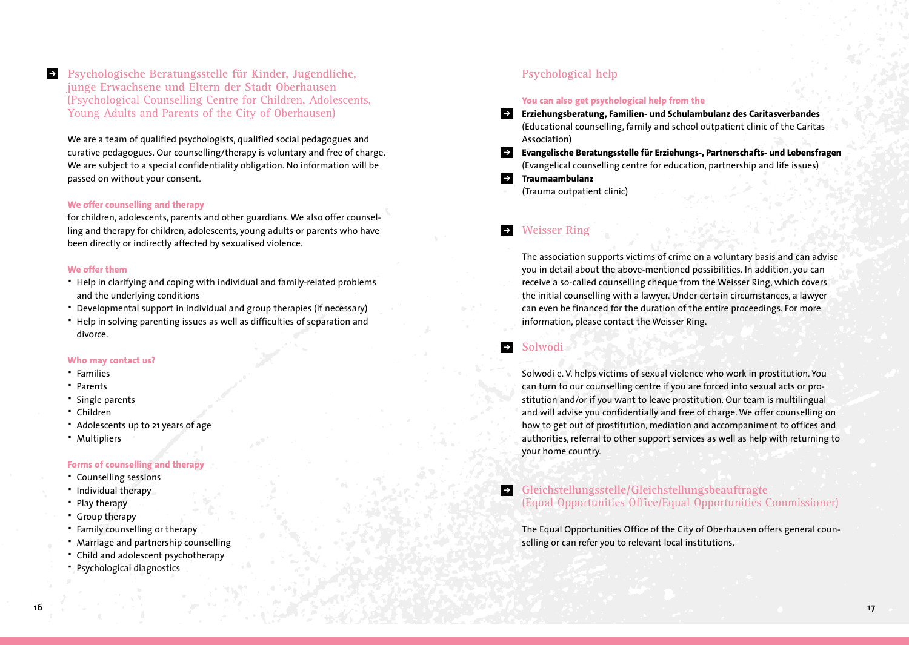## Psychologische Beratungsstelle für Kinder, Jugendliche, junge Erwachsene und Eltern der Stadt Oberhausen (Psychological Counselling Centre for Children, Adolescents, Young Adults and Parents of the City of Oberhausen)

We are a team of qualified psychologists, qualified social pedagogues and curative pedagogues. Our counselling/therapy is voluntary and free of charge. We are subject to a special confidentiality obligation. No information will be passed on without your consent.

**We offer counselling and therapy**

for children, adolescents, parents and other guardians. We also offer counselling and therapy for children, adolescents, young adults or parents who have been directly or indirectly affected by sexualised violence.

**We offer them**

- Help in clarifying and coping with individual and family-related problems and the underlying conditions
- Developmental support in individual and group therapies (if necessary)
- Help in solving parenting issues as well as difficulties of separation and divorce.

**Who may contact us?**

- Families
- Parents
- Single parents
- Children
- Adolescents up to 21 years of age
- Multipliers

**Forms of counselling and therapy**

- Counselling sessions
- Individual therapy
- Play therapy
- Group therapy
- Family counselling or therapy
- Marriage and partnership counselling
- Child and adolescent psychotherapy
- Psychological diagnostics

## Psychological help

**You can also get psychological help from the**

- **Erziehungsberatung, Familien- und Schulambulanz des Caritasverbandes**
  (Educational counselling, family and school outpatient clinic of the Caritas Association)
- **Evangelische Beratungsstelle für Erziehungs-, Partnerschafts- und Lebensfragen**
  (Evangelical counselling centre for education, partnership and life issues)
- **Traumaambulanz**
  (Trauma outpatient clinic)

## Weisser Ring

The association supports victims of crime on a voluntary basis and can advise you in detail about the above-mentioned possibilities. In addition, you can receive a so-called counselling cheque from the Weisser Ring, which covers the initial counselling with a lawyer. Under certain circumstances, a lawyer can even be financed for the duration of the entire proceedings. For more information, please contact the Weisser Ring.

## Solwodi

Solwodi e. V. helps victims of sexual violence who work in prostitution. You can turn to our counselling centre if you are forced into sexual acts or prostitution and/or if you want to leave prostitution. Our team is multilingual and will advise you confidentially and free of charge. We offer counselling on how to get out of prostitution, mediation and accompaniment to offices and authorities, referral to other support services as well as help with returning to your home country.

## Gleichstellungsstelle/Gleichstellungsbeauftragte (Equal Opportunities Office/Equal Opportunities Commissioner)

The Equal Opportunities Office of the City of Oberhausen offers general counselling or can refer you to relevant local institutions.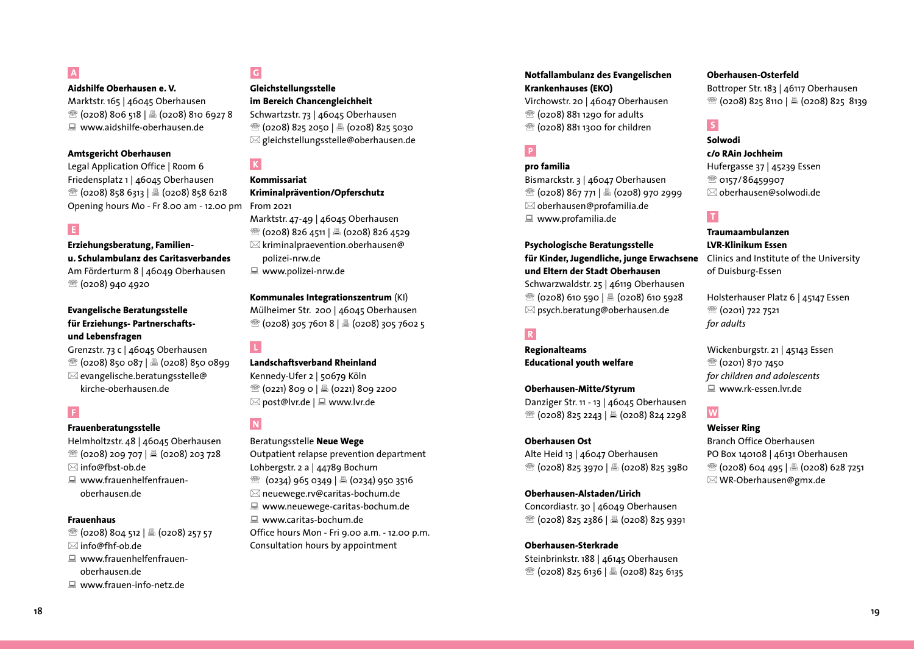## A

**Aidshilfe Oberhausen e. V.**
Marktstr. 165 | 46045 Oberhausen
☎ (0208) 806 518 | 🖷 (0208) 810 6927 8
🖳 www.aidshilfe-oberhausen.de

**Amtsgericht Oberhausen**
Legal Application Office | Room 6
Friedensplatz 1 | 46045 Oberhausen
☎ (0208) 858 6313 | 🖷 (0208) 858 6218
Opening hours Mo - Fr 8.00 am - 12.00 pm

## E

**Erziehungsberatung, Familien- u. Schulambulanz des Caritasverbandes**
Am Förderturm 8 | 46049 Oberhausen
☎ (0208) 940 4920

**Evangelische Beratungsstelle für Erziehungs- Partnerschafts- und Lebensfragen**
Grenzstr. 73 c | 46045 Oberhausen
☎ (0208) 850 087 | 🖷 (0208) 850 0899
✉ evangelische.beratungsstelle@kirche-oberhausen.de

## F

**Frauenberatungsstelle**
Helmholtzstr. 48 | 46045 Oberhausen
☎ (0208) 209 707 | 🖷 (0208) 203 728
✉ info@fbst-ob.de
🖳 www.frauenhelfenfrauen-oberhausen.de

**Frauenhaus**
☎ (0208) 804 512 | 🖷 (0208) 257 57
✉ info@fhf-ob.de
🖳 www.frauenhelfenfrauen-oberhausen.de
🖳 www.frauen-info-netz.de

## G

**Gleichstellungsstelle im Bereich Chancengleichheit**
Schwartzstr. 73 | 46045 Oberhausen
☎ (0208) 825 2050 | 🖷 (0208) 825 5030
✉ gleichstellungsstelle@oberhausen.de

## K

**Kommissariat Kriminalprävention/Opferschutz**
From 2021
Marktstr. 47-49 | 46045 Oberhausen
☎ (0208) 826 4511 | 🖷 (0208) 826 4529
✉ kriminalpraevention.oberhausen@polizei-nrw.de
🖳 www.polizei-nrw.de

**Kommunales Integrationszentrum** (KI)
Mülheimer Str. 200 | 46045 Oberhausen
☎ (0208) 305 7601 8 | 🖷 (0208) 305 7602 5

## L

**Landschaftsverband Rheinland**
Kennedy-Ufer 2 | 50679 Köln
☎ (0221) 809 0 | 🖷 (0221) 809 2200
✉ post@lvr.de | 🖳 www.lvr.de

## N

Beratungsstelle **Neue Wege**
Outpatient relapse prevention department
Lohbergstr. 2 a | 44789 Bochum
☎ (0234) 965 0349 | 🖷 (0234) 950 3516
✉ neuewege.rv@caritas-bochum.de
🖳 www.neuewege-caritas-bochum.de
🖳 www.caritas-bochum.de
Office hours Mon - Fri 9.00 a.m. - 12.00 p.m.
Consultation hours by appointment

**Notfallambulanz des Evangelischen Krankenhauses (EKO)**
Virchowstr. 20 | 46047 Oberhausen
☎ (0208) 881 1290 for adults
☎ (0208) 881 1300 for children

## P

**pro familia**
Bismarckstr. 3 | 46047 Oberhausen
☎ (0208) 867 771 | 🖷 (0208) 970 2999
✉ oberhausen@profamilia.de
🖳 www.profamilia.de

**Psychologische Beratungsstelle für Kinder, Jugendliche, junge Erwachsene und Eltern der Stadt Oberhausen**
Schwarzwaldstr. 25 | 46119 Oberhausen
☎ (0208) 610 590 | 🖷 (0208) 610 5928
✉ psych.beratung@oberhausen.de

## R

**Regionalteams Educational youth welfare**

**Oberhausen-Mitte/Styrum**
Danziger Str. 11 - 13 | 46045 Oberhausen
☎ (0208) 825 2243 | 🖷 (0208) 824 2298

**Oberhausen Ost**
Alte Heid 13 | 46047 Oberhausen
☎ (0208) 825 3970 | 🖷 (0208) 825 3980

**Oberhausen-Alstaden/Lirich**
Concordiastr. 30 | 46049 Oberhausen
☎ (0208) 825 2386 | 🖷 (0208) 825 9391

**Oberhausen-Sterkrade**
Steinbrinkstr. 188 | 46145 Oberhausen
☎ (0208) 825 6136 | 🖷 (0208) 825 6135

**Oberhausen-Osterfeld**
Bottroper Str. 183 | 46117 Oberhausen
☎ (0208) 825 8110 | 🖷 (0208) 825 8139

## S

**Solwodi c/o RAin Jochheim**
Hufergasse 37 | 45239 Essen
☎ 0157/86459907
✉ oberhausen@solwodi.de

## T

**Traumaambulanzen LVR-Klinikum Essen**
Clinics and Institute of the University of Duisburg-Essen

Holsterhauser Platz 6 | 45147 Essen
☎ (0201) 722 7521
*for adults*

Wickenburgstr. 21 | 45143 Essen
☎ (0201) 870 7450
*for children and adolescents*
🖳 www.rk-essen.lvr.de

## W

**Weisser Ring**
Branch Office Oberhausen
PO Box 140108 | 46131 Oberhausen
☎ (0208) 604 495 | 🖷 (0208) 628 7251
✉ WR-Oberhausen@gmx.de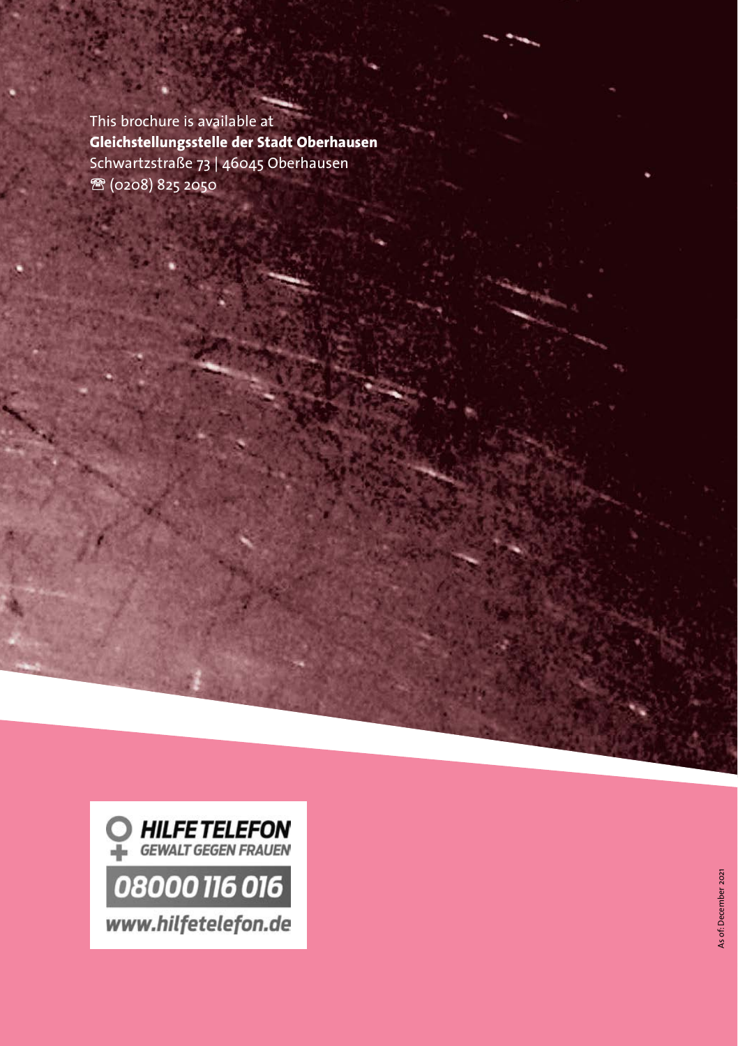This brochure is available at
**Gleichstellungsstelle der Stadt Oberhausen**
Schwartzstraße 73 | 46045 Oberhausen
☎ (0208) 825 2050

**HILFETELEFON**
GEWALT GEGEN FRAUEN
08000 116 016
www.hilfetelefon.de

As of: December 2021